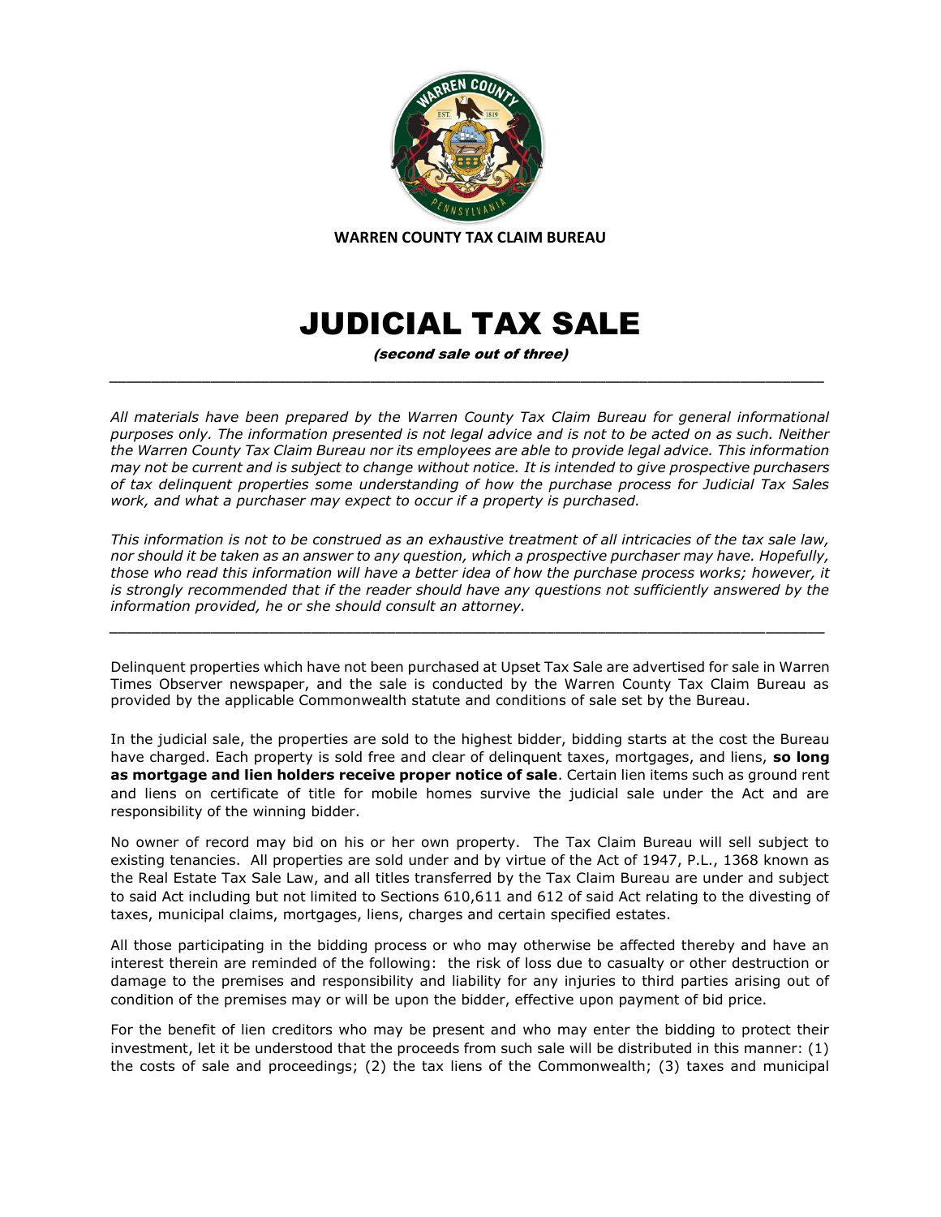**WARREN COUNTY TAX CLAIM BUREAU**

# JUDICIAL TAX SALE

***(second sale out of three)***

---

*All materials have been prepared by the Warren County Tax Claim Bureau for general informational purposes only. The information presented is not legal advice and is not to be acted on as such. Neither the Warren County Tax Claim Bureau nor its employees are able to provide legal advice. This information may not be current and is subject to change without notice. It is intended to give prospective purchasers of tax delinquent properties some understanding of how the purchase process for Judicial Tax Sales work, and what a purchaser may expect to occur if a property is purchased.*

*This information is not to be construed as an exhaustive treatment of all intricacies of the tax sale law, nor should it be taken as an answer to any question, which a prospective purchaser may have. Hopefully, those who read this information will have a better idea of how the purchase process works; however, it is strongly recommended that if the reader should have any questions not sufficiently answered by the information provided, he or she should consult an attorney.*

---

Delinquent properties which have not been purchased at Upset Tax Sale are advertised for sale in Warren Times Observer newspaper, and the sale is conducted by the Warren County Tax Claim Bureau as provided by the applicable Commonwealth statute and conditions of sale set by the Bureau.

In the judicial sale, the properties are sold to the highest bidder, bidding starts at the cost the Bureau have charged. Each property is sold free and clear of delinquent taxes, mortgages, and liens, **so long as mortgage and lien holders receive proper notice of sale**. Certain lien items such as ground rent and liens on certificate of title for mobile homes survive the judicial sale under the Act and are responsibility of the winning bidder.

No owner of record may bid on his or her own property. The Tax Claim Bureau will sell subject to existing tenancies. All properties are sold under and by virtue of the Act of 1947, P.L., 1368 known as the Real Estate Tax Sale Law, and all titles transferred by the Tax Claim Bureau are under and subject to said Act including but not limited to Sections 610,611 and 612 of said Act relating to the divesting of taxes, municipal claims, mortgages, liens, charges and certain specified estates.

All those participating in the bidding process or who may otherwise be affected thereby and have an interest therein are reminded of the following: the risk of loss due to casualty or other destruction or damage to the premises and responsibility and liability for any injuries to third parties arising out of condition of the premises may or will be upon the bidder, effective upon payment of bid price.

For the benefit of lien creditors who may be present and who may enter the bidding to protect their investment, let it be understood that the proceeds from such sale will be distributed in this manner: (1) the costs of sale and proceedings; (2) the tax liens of the Commonwealth; (3) taxes and municipal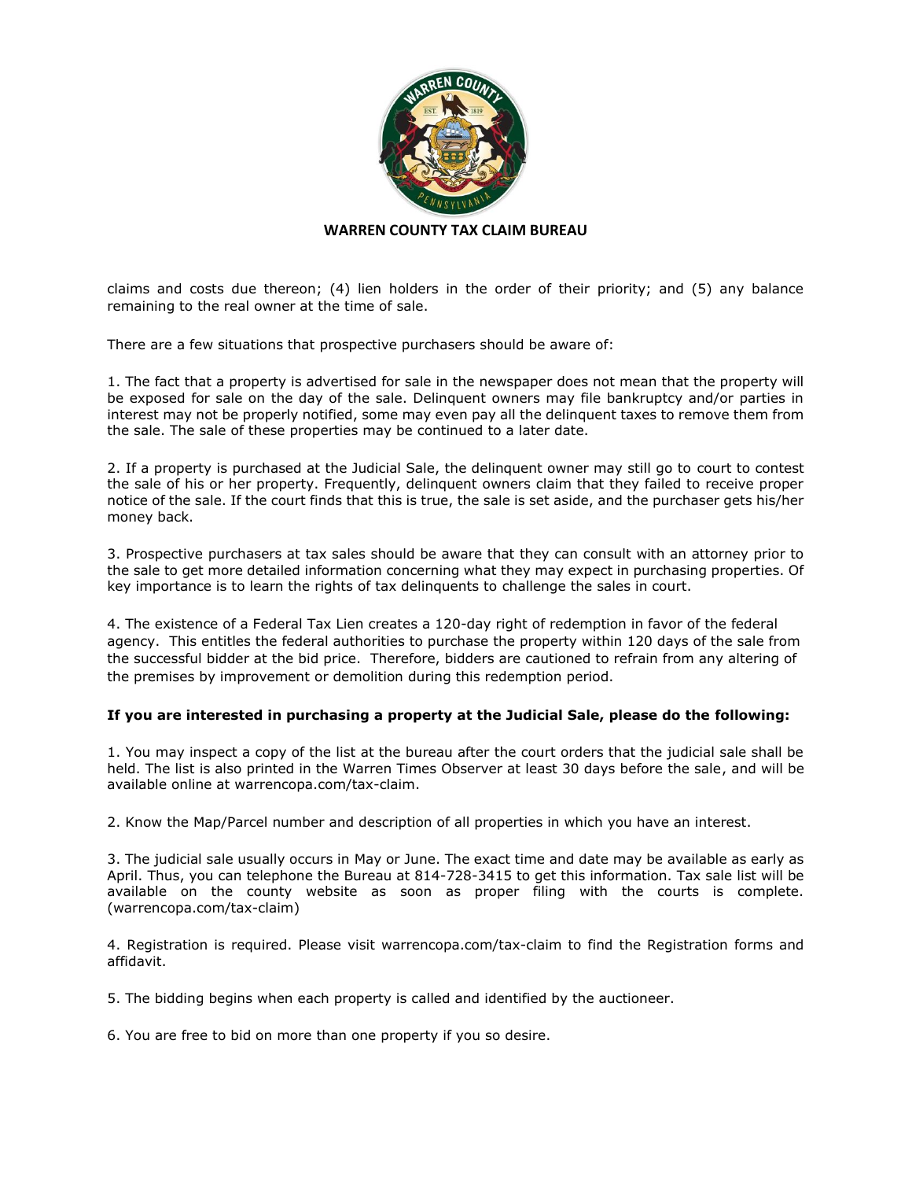claims and costs due thereon; (4) lien holders in the order of their priority; and (5) any balance remaining to the real owner at the time of sale.

There are a few situations that prospective purchasers should be aware of:

1. The fact that a property is advertised for sale in the newspaper does not mean that the property will be exposed for sale on the day of the sale. Delinquent owners may file bankruptcy and/or parties in interest may not be properly notified, some may even pay all the delinquent taxes to remove them from the sale. The sale of these properties may be continued to a later date.

2. If a property is purchased at the Judicial Sale, the delinquent owner may still go to court to contest the sale of his or her property. Frequently, delinquent owners claim that they failed to receive proper notice of the sale. If the court finds that this is true, the sale is set aside, and the purchaser gets his/her money back.

3. Prospective purchasers at tax sales should be aware that they can consult with an attorney prior to the sale to get more detailed information concerning what they may expect in purchasing properties. Of key importance is to learn the rights of tax delinquents to challenge the sales in court.

4. The existence of a Federal Tax Lien creates a 120-day right of redemption in favor of the federal agency. This entitles the federal authorities to purchase the property within 120 days of the sale from the successful bidder at the bid price. Therefore, bidders are cautioned to refrain from any altering of the premises by improvement or demolition during this redemption period.

**If you are interested in purchasing a property at the Judicial Sale, please do the following:**

1. You may inspect a copy of the list at the bureau after the court orders that the judicial sale shall be held. The list is also printed in the Warren Times Observer at least 30 days before the sale, and will be available online at warrencopa.com/tax-claim.

2. Know the Map/Parcel number and description of all properties in which you have an interest.

3. The judicial sale usually occurs in May or June. The exact time and date may be available as early as April. Thus, you can telephone the Bureau at 814-728-3415 to get this information. Tax sale list will be available on the county website as soon as proper filing with the courts is complete. (warrencopa.com/tax-claim)

4. Registration is required. Please visit warrencopa.com/tax-claim to find the Registration forms and affidavit.

5. The bidding begins when each property is called and identified by the auctioneer.

6. You are free to bid on more than one property if you so desire.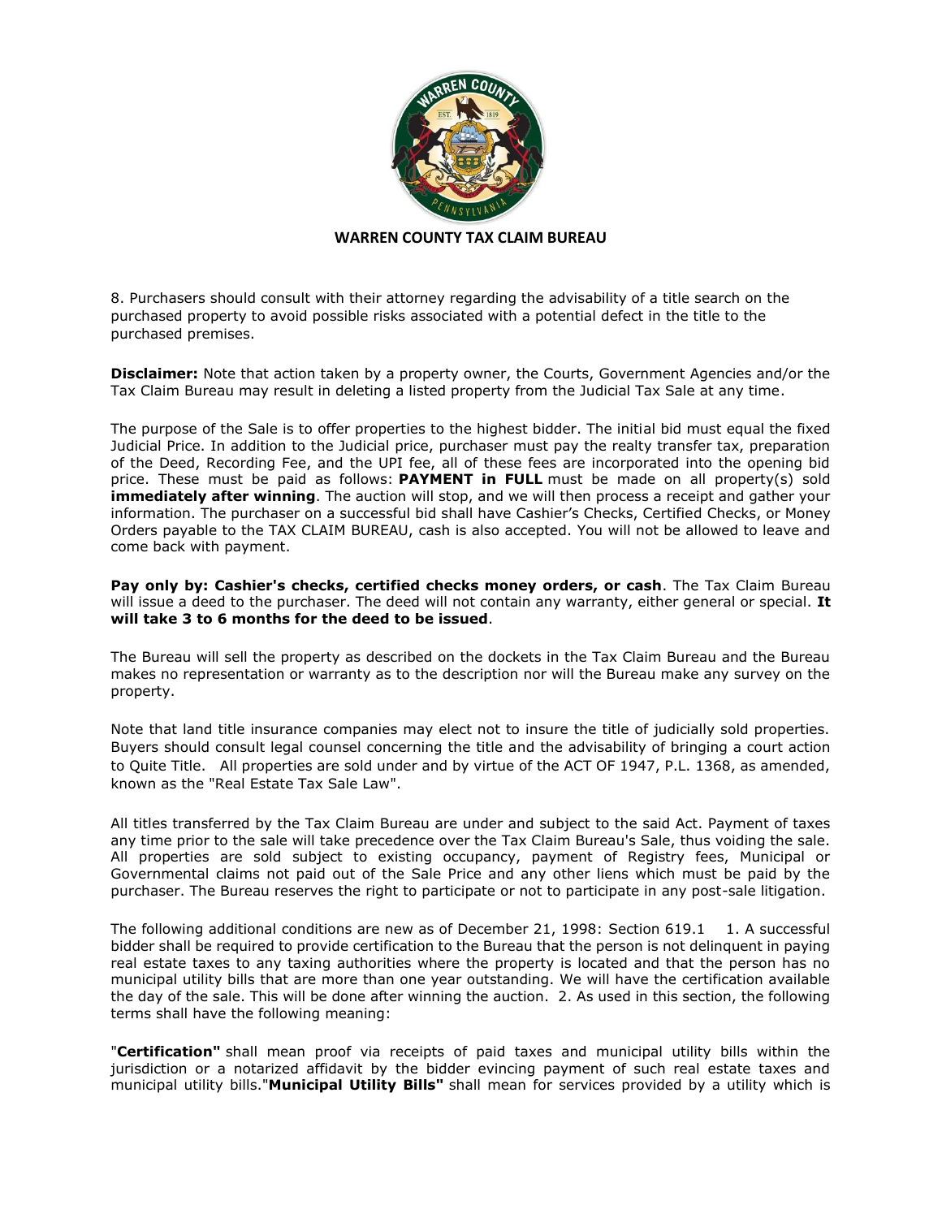**WARREN COUNTY TAX CLAIM BUREAU**

8. Purchasers should consult with their attorney regarding the advisability of a title search on the purchased property to avoid possible risks associated with a potential defect in the title to the purchased premises.

**Disclaimer:** Note that action taken by a property owner, the Courts, Government Agencies and/or the Tax Claim Bureau may result in deleting a listed property from the Judicial Tax Sale at any time.

The purpose of the Sale is to offer properties to the highest bidder. The initial bid must equal the fixed Judicial Price. In addition to the Judicial price, purchaser must pay the realty transfer tax, preparation of the Deed, Recording Fee, and the UPI fee, all of these fees are incorporated into the opening bid price. These must be paid as follows: **PAYMENT in FULL** must be made on all property(s) sold **immediately after winning**. The auction will stop, and we will then process a receipt and gather your information. The purchaser on a successful bid shall have Cashier's Checks, Certified Checks, or Money Orders payable to the TAX CLAIM BUREAU, cash is also accepted. You will not be allowed to leave and come back with payment.

**Pay only by: Cashier's checks, certified checks money orders, or cash**. The Tax Claim Bureau will issue a deed to the purchaser. The deed will not contain any warranty, either general or special. **It will take 3 to 6 months for the deed to be issued**.

The Bureau will sell the property as described on the dockets in the Tax Claim Bureau and the Bureau makes no representation or warranty as to the description nor will the Bureau make any survey on the property.

Note that land title insurance companies may elect not to insure the title of judicially sold properties. Buyers should consult legal counsel concerning the title and the advisability of bringing a court action to Quite Title. All properties are sold under and by virtue of the ACT OF 1947, P.L. 1368, as amended, known as the "Real Estate Tax Sale Law".

All titles transferred by the Tax Claim Bureau are under and subject to the said Act. Payment of taxes any time prior to the sale will take precedence over the Tax Claim Bureau's Sale, thus voiding the sale. All properties are sold subject to existing occupancy, payment of Registry fees, Municipal or Governmental claims not paid out of the Sale Price and any other liens which must be paid by the purchaser. The Bureau reserves the right to participate or not to participate in any post-sale litigation.

The following additional conditions are new as of December 21, 1998: Section 619.1 1. A successful bidder shall be required to provide certification to the Bureau that the person is not delinquent in paying real estate taxes to any taxing authorities where the property is located and that the person has no municipal utility bills that are more than one year outstanding. We will have the certification available the day of the sale. This will be done after winning the auction. 2. As used in this section, the following terms shall have the following meaning:

"**Certification"** shall mean proof via receipts of paid taxes and municipal utility bills within the jurisdiction or a notarized affidavit by the bidder evincing payment of such real estate taxes and municipal utility bills."**Municipal Utility Bills"** shall mean for services provided by a utility which is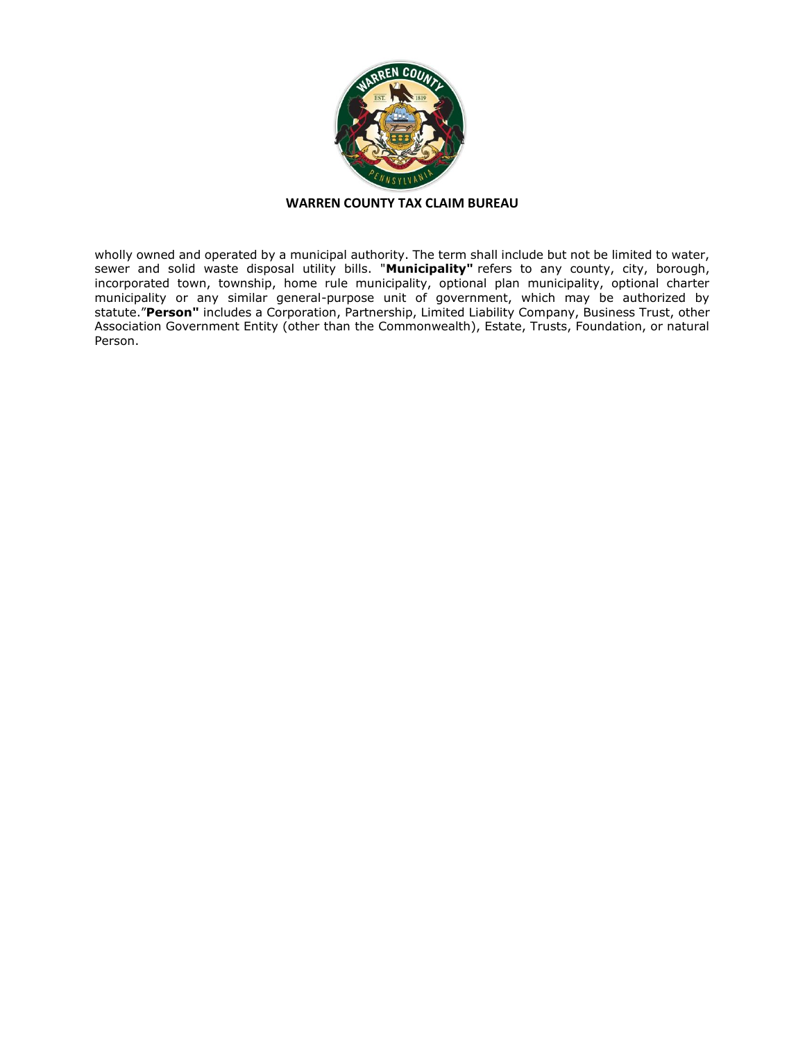wholly owned and operated by a municipal authority. The term shall include but not be limited to water, sewer and solid waste disposal utility bills. "**Municipality"** refers to any county, city, borough, incorporated town, township, home rule municipality, optional plan municipality, optional charter municipality or any similar general-purpose unit of government, which may be authorized by statute."**Person"** includes a Corporation, Partnership, Limited Liability Company, Business Trust, other Association Government Entity (other than the Commonwealth), Estate, Trusts, Foundation, or natural Person.